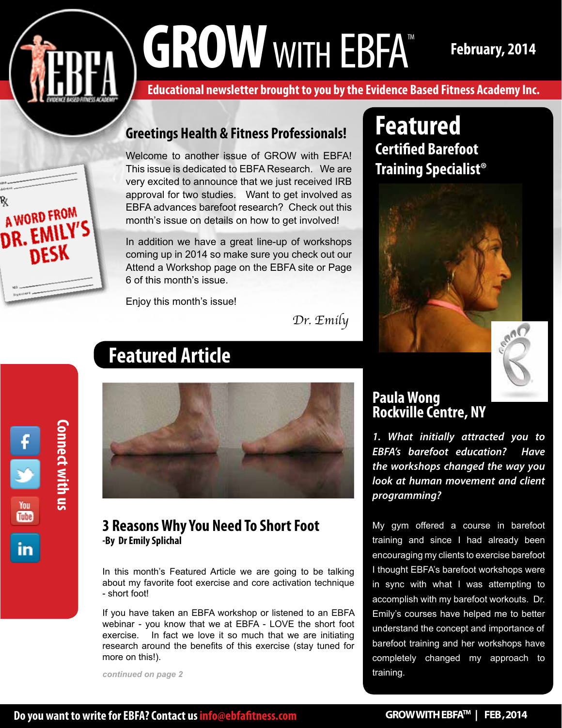# GROW WITH EBFA™

February, 2014

**Educational newsletter brought to you by the Evidence Based Fitness Academy Inc.**

A WORD FROM DR. EMILY'S DESK

## Greetings Health & Fitness Professionals!

Welcome to another issue of GROW with EBFA! This issue is dedicated to EBFA Research. We are very excited to announce that we just received IRB approval for two studies. Want to get involved as EBFA advances barefoot research? Check out this month's issue on details on how to get involved!

In addition we have a great line-up of workshops coming up in 2014 so make sure you check out our Attend a Workshop page on the EBFA site or Page 6 of this month's issue.

Enjoy this month's issue!

*Dr. Emily*

## Featured Article

### 3 Reasons Why You Need To Short Foot

**-By Dr Emily Splichal**

In this month's Featured Article we are going to be talking about my favorite foot exercise and core activation technique - short foot!

If you have taken an EBFA workshop or listened to an EBFA webinar - you know that we at EBFA - LOVE the short foot exercise. In fact we love it so much that we are initiating research around the benefits of this exercise (stay tuned for more on this!).

*continued on page 2*

## Featured

### Certified Barefoot Training Specialist®

**Paula Wong**
**Rockville Centre, NY**

*1. What initially attracted you to EBFA's barefoot education? Have the workshops changed the way you look at human movement and client programming?*

My gym offered a course in barefoot training and since I had already been encouraging my clients to exercise barefoot I thought EBFA's barefoot workshops were in sync with what I was attempting to accomplish with my barefoot workouts. Dr. Emily's courses have helped me to better understand the concept and importance of barefoot training and her workshops have completely changed my approach to training.

Connect with us

**Do you want to write for EBFA? Contact us info@ebfafitness.com**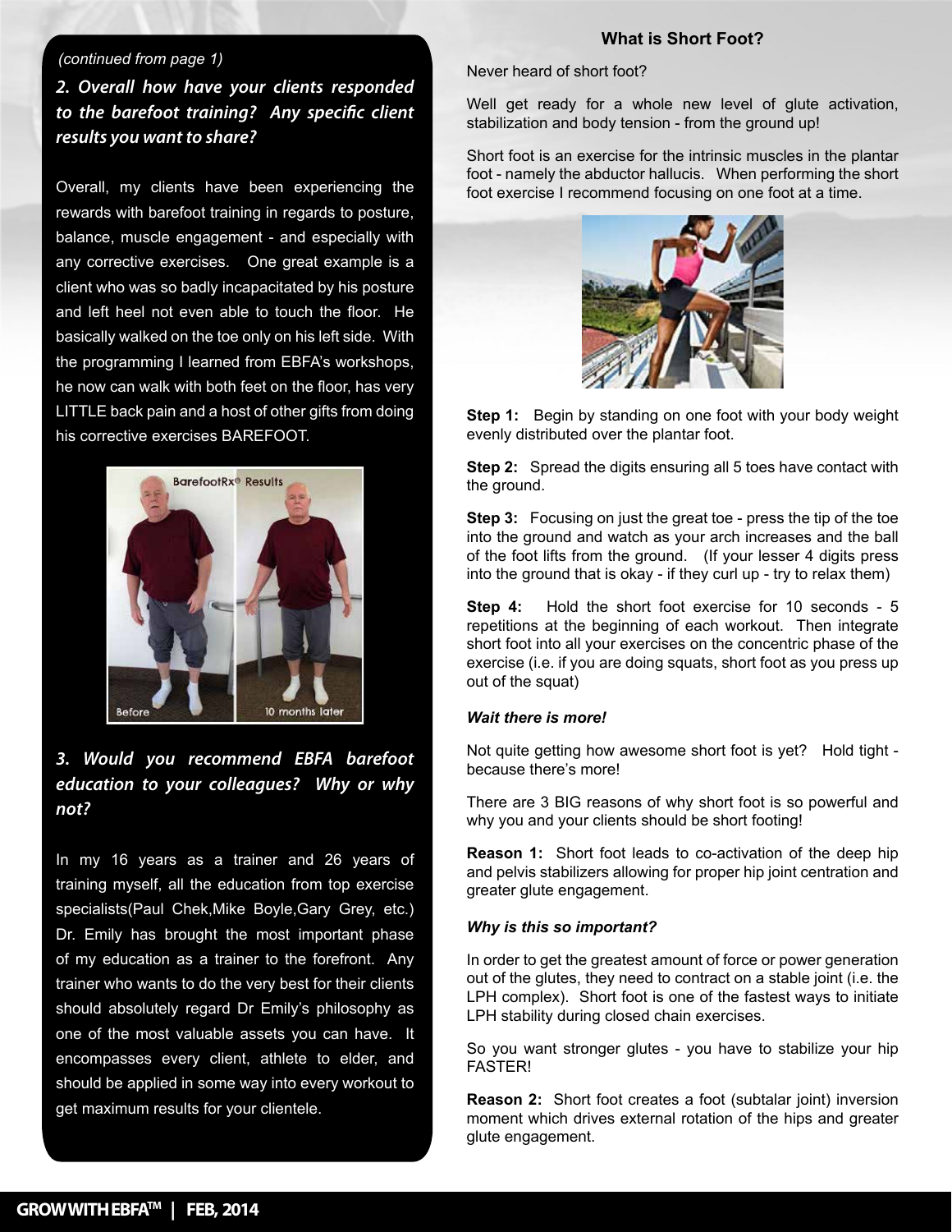*(continued from page 1)*

***2. Overall how have your clients responded to the barefoot training? Any specific client results you want to share?***

Overall, my clients have been experiencing the rewards with barefoot training in regards to posture, balance, muscle engagement - and especially with any corrective exercises. One great example is a client who was so badly incapacitated by his posture and left heel not even able to touch the floor. He basically walked on the toe only on his left side. With the programming I learned from EBFA's workshops, he now can walk with both feet on the floor, has very LITTLE back pain and a host of other gifts from doing his corrective exercises BAREFOOT.

***3. Would you recommend EBFA barefoot education to your colleagues? Why or why not?***

In my 16 years as a trainer and 26 years of training myself, all the education from top exercise specialists(Paul Chek,Mike Boyle,Gary Grey, etc.) Dr. Emily has brought the most important phase of my education as a trainer to the forefront. Any trainer who wants to do the very best for their clients should absolutely regard Dr Emily's philosophy as one of the most valuable assets you can have. It encompasses every client, athlete to elder, and should be applied in some way into every workout to get maximum results for your clientele.

## What is Short Foot?

Never heard of short foot?

Well get ready for a whole new level of glute activation, stabilization and body tension - from the ground up!

Short foot is an exercise for the intrinsic muscles in the plantar foot - namely the abductor hallucis. When performing the short foot exercise I recommend focusing on one foot at a time.

**Step 1:** Begin by standing on one foot with your body weight evenly distributed over the plantar foot.

**Step 2:** Spread the digits ensuring all 5 toes have contact with the ground.

**Step 3:** Focusing on just the great toe - press the tip of the toe into the ground and watch as your arch increases and the ball of the foot lifts from the ground. (If your lesser 4 digits press into the ground that is okay - if they curl up - try to relax them)

**Step 4:** Hold the short foot exercise for 10 seconds - 5 repetitions at the beginning of each workout. Then integrate short foot into all your exercises on the concentric phase of the exercise (i.e. if you are doing squats, short foot as you press up out of the squat)

***Wait there is more!***

Not quite getting how awesome short foot is yet? Hold tight - because there's more!

There are 3 BIG reasons of why short foot is so powerful and why you and your clients should be short footing!

**Reason 1:** Short foot leads to co-activation of the deep hip and pelvis stabilizers allowing for proper hip joint centration and greater glute engagement.

***Why is this so important?***

In order to get the greatest amount of force or power generation out of the glutes, they need to contract on a stable joint (i.e. the LPH complex). Short foot is one of the fastest ways to initiate LPH stability during closed chain exercises.

So you want stronger glutes - you have to stabilize your hip FASTER!

**Reason 2:** Short foot creates a foot (subtalar joint) inversion moment which drives external rotation of the hips and greater glute engagement.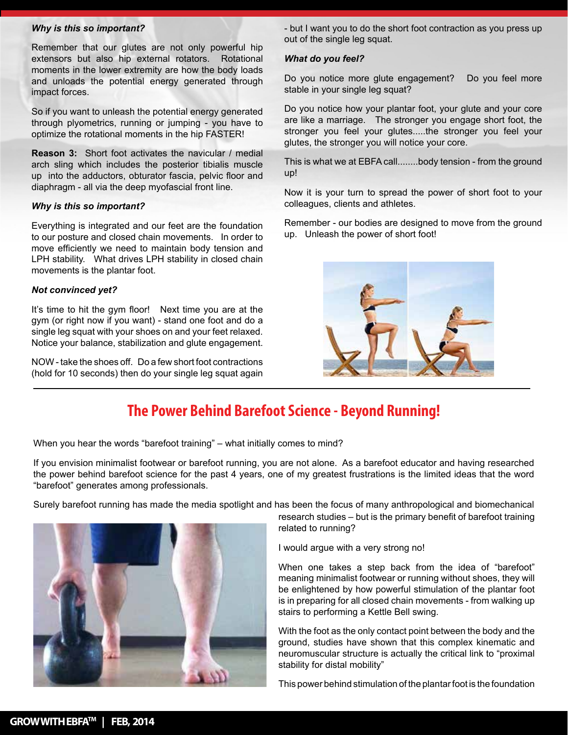***Why is this so important?***

Remember that our glutes are not only powerful hip extensors but also hip external rotators. Rotational moments in the lower extremity are how the body loads and unloads the potential energy generated through impact forces.

So if you want to unleash the potential energy generated through plyometrics, running or jumping - you have to optimize the rotational moments in the hip FASTER!

**Reason 3:** Short foot activates the navicular / medial arch sling which includes the posterior tibialis muscle up into the adductors, obturator fascia, pelvic floor and diaphragm - all via the deep myofascial front line.

***Why is this so important?***

Everything is integrated and our feet are the foundation to our posture and closed chain movements. In order to move efficiently we need to maintain body tension and LPH stability. What drives LPH stability in closed chain movements is the plantar foot.

***Not convinced yet?***

It's time to hit the gym floor! Next time you are at the gym (or right now if you want) - stand one foot and do a single leg squat with your shoes on and your feet relaxed. Notice your balance, stabilization and glute engagement.

NOW - take the shoes off. Do a few short foot contractions (hold for 10 seconds) then do your single leg squat again - but I want you to do the short foot contraction as you press up out of the single leg squat.

***What do you feel?***

Do you notice more glute engagement? Do you feel more stable in your single leg squat?

Do you notice how your plantar foot, your glute and your core are like a marriage. The stronger you engage short foot, the stronger you feel your glutes.....the stronger you feel your glutes, the stronger you will notice your core.

This is what we at EBFA call........body tension - from the ground up!

Now it is your turn to spread the power of short foot to your colleagues, clients and athletes.

Remember - our bodies are designed to move from the ground up. Unleash the power of short foot!

## The Power Behind Barefoot Science - Beyond Running!

When you hear the words "barefoot training" – what initially comes to mind?

If you envision minimalist footwear or barefoot running, you are not alone. As a barefoot educator and having researched the power behind barefoot science for the past 4 years, one of my greatest frustrations is the limited ideas that the word "barefoot" generates among professionals.

Surely barefoot running has made the media spotlight and has been the focus of many anthropological and biomechanical research studies – but is the primary benefit of barefoot training related to running?

I would argue with a very strong no!

When one takes a step back from the idea of "barefoot" meaning minimalist footwear or running without shoes, they will be enlightened by how powerful stimulation of the plantar foot is in preparing for all closed chain movements - from walking up stairs to performing a Kettle Bell swing.

With the foot as the only contact point between the body and the ground, studies have shown that this complex kinematic and neuromuscular structure is actually the critical link to "proximal stability for distal mobility"

This power behind stimulation of the plantar foot is the foundation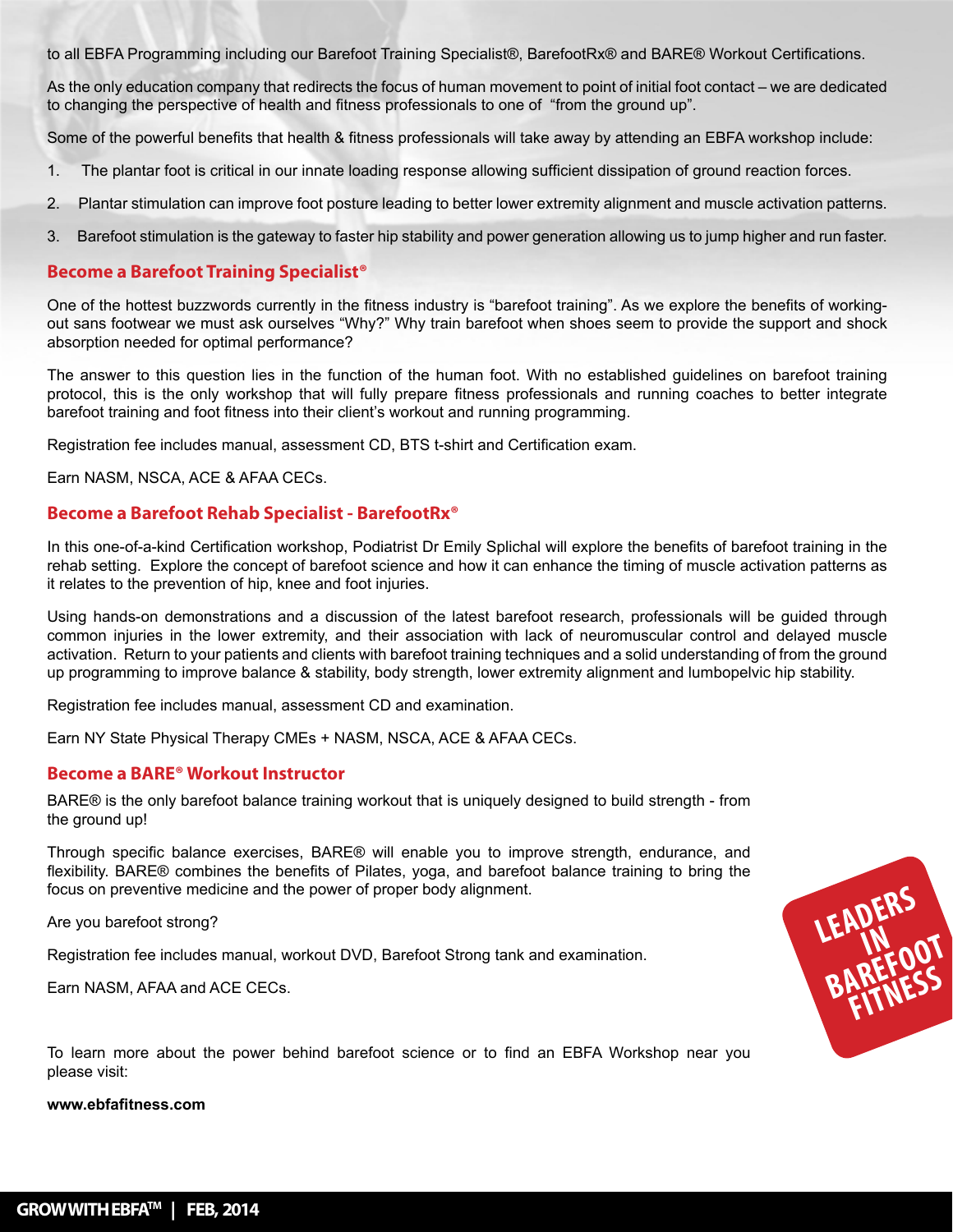to all EBFA Programming including our Barefoot Training Specialist®, BarefootRx® and BARE® Workout Certifications.

As the only education company that redirects the focus of human movement to point of initial foot contact – we are dedicated to changing the perspective of health and fitness professionals to one of "from the ground up".

Some of the powerful benefits that health & fitness professionals will take away by attending an EBFA workshop include:

1. The plantar foot is critical in our innate loading response allowing sufficient dissipation of ground reaction forces.
2. Plantar stimulation can improve foot posture leading to better lower extremity alignment and muscle activation patterns.
3. Barefoot stimulation is the gateway to faster hip stability and power generation allowing us to jump higher and run faster.

## Become a Barefoot Training Specialist®

One of the hottest buzzwords currently in the fitness industry is "barefoot training". As we explore the benefits of working-out sans footwear we must ask ourselves "Why?" Why train barefoot when shoes seem to provide the support and shock absorption needed for optimal performance?

The answer to this question lies in the function of the human foot. With no established guidelines on barefoot training protocol, this is the only workshop that will fully prepare fitness professionals and running coaches to better integrate barefoot training and foot fitness into their client's workout and running programming.

Registration fee includes manual, assessment CD, BTS t-shirt and Certification exam.

Earn NASM, NSCA, ACE & AFAA CECs.

## Become a Barefoot Rehab Specialist - BarefootRx®

In this one-of-a-kind Certification workshop, Podiatrist Dr Emily Splichal will explore the benefits of barefoot training in the rehab setting. Explore the concept of barefoot science and how it can enhance the timing of muscle activation patterns as it relates to the prevention of hip, knee and foot injuries.

Using hands-on demonstrations and a discussion of the latest barefoot research, professionals will be guided through common injuries in the lower extremity, and their association with lack of neuromuscular control and delayed muscle activation. Return to your patients and clients with barefoot training techniques and a solid understanding of from the ground up programming to improve balance & stability, body strength, lower extremity alignment and lumbopelvic hip stability.

Registration fee includes manual, assessment CD and examination.

Earn NY State Physical Therapy CMEs + NASM, NSCA, ACE & AFAA CECs.

## Become a BARE® Workout Instructor

BARE® is the only barefoot balance training workout that is uniquely designed to build strength - from the ground up!

Through specific balance exercises, BARE® will enable you to improve strength, endurance, and flexibility. BARE® combines the benefits of Pilates, yoga, and barefoot balance training to bring the focus on preventive medicine and the power of proper body alignment.

Are you barefoot strong?

Registration fee includes manual, workout DVD, Barefoot Strong tank and examination.

Earn NASM, AFAA and ACE CECs.

LEADERS IN BAREFOOT FITNESS

To learn more about the power behind barefoot science or to find an EBFA Workshop near you please visit:

**www.ebfafitness.com**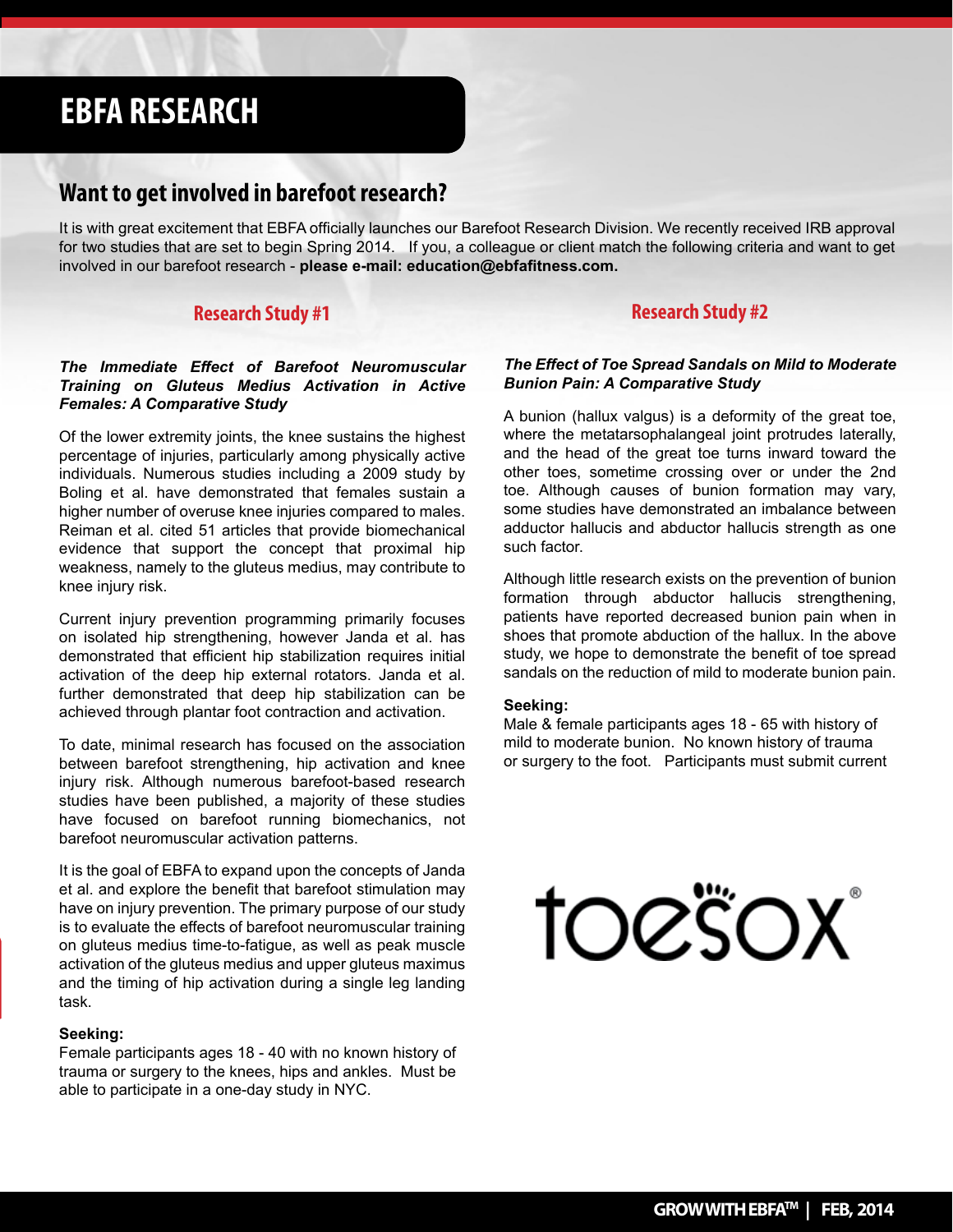# EBFA RESEARCH

## Want to get involved in barefoot research?

It is with great excitement that EBFA officially launches our Barefoot Research Division. We recently received IRB approval for two studies that are set to begin Spring 2014. If you, a colleague or client match the following criteria and want to get involved in our barefoot research - **please e-mail: education@ebfafitness.com.**

### Research Study #1

***The Immediate Effect of Barefoot Neuromuscular Training on Gluteus Medius Activation in Active Females: A Comparative Study***

Of the lower extremity joints, the knee sustains the highest percentage of injuries, particularly among physically active individuals. Numerous studies including a 2009 study by Boling et al. have demonstrated that females sustain a higher number of overuse knee injuries compared to males. Reiman et al. cited 51 articles that provide biomechanical evidence that support the concept that proximal hip weakness, namely to the gluteus medius, may contribute to knee injury risk.

Current injury prevention programming primarily focuses on isolated hip strengthening, however Janda et al. has demonstrated that efficient hip stabilization requires initial activation of the deep hip external rotators. Janda et al. further demonstrated that deep hip stabilization can be achieved through plantar foot contraction and activation.

To date, minimal research has focused on the association between barefoot strengthening, hip activation and knee injury risk. Although numerous barefoot-based research studies have been published, a majority of these studies have focused on barefoot running biomechanics, not barefoot neuromuscular activation patterns.

It is the goal of EBFA to expand upon the concepts of Janda et al. and explore the benefit that barefoot stimulation may have on injury prevention. The primary purpose of our study is to evaluate the effects of barefoot neuromuscular training on gluteus medius time-to-fatigue, as well as peak muscle activation of the gluteus medius and upper gluteus maximus and the timing of hip activation during a single leg landing task.

**Seeking:**
Female participants ages 18 - 40 with no known history of trauma or surgery to the knees, hips and ankles. Must be able to participate in a one-day study in NYC.

### Research Study #2

***The Effect of Toe Spread Sandals on Mild to Moderate Bunion Pain: A Comparative Study***

A bunion (hallux valgus) is a deformity of the great toe, where the metatarsophalangeal joint protrudes laterally, and the head of the great toe turns inward toward the other toes, sometime crossing over or under the 2nd toe. Although causes of bunion formation may vary, some studies have demonstrated an imbalance between adductor hallucis and abductor hallucis strength as one such factor.

Although little research exists on the prevention of bunion formation through abductor hallucis strengthening, patients have reported decreased bunion pain when in shoes that promote abduction of the hallux. In the above study, we hope to demonstrate the benefit of toe spread sandals on the reduction of mild to moderate bunion pain.

**Seeking:**
Male & female participants ages 18 - 65 with history of mild to moderate bunion. No known history of trauma or surgery to the foot. Participants must submit current

toesox®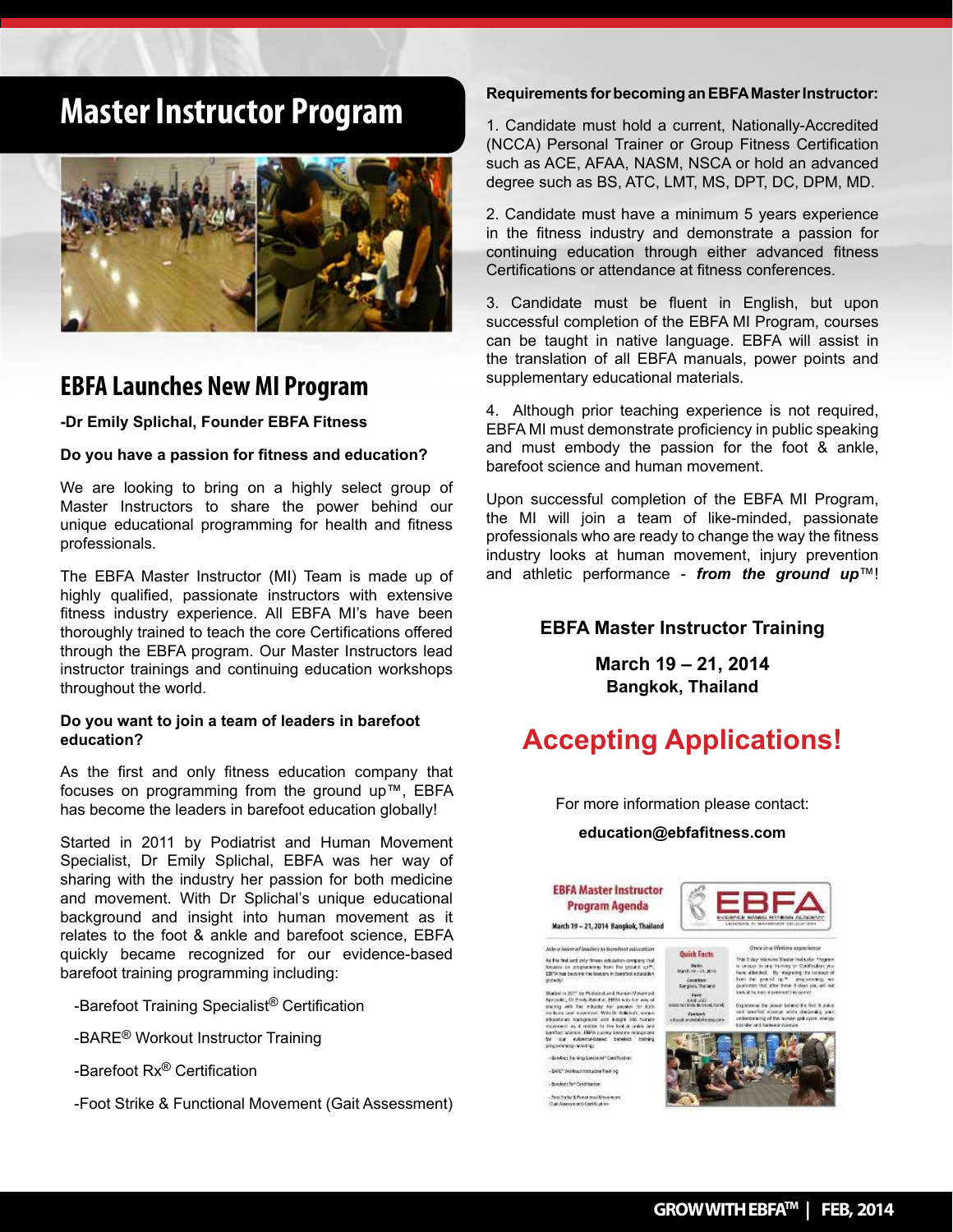# Master Instructor Program

## EBFA Launches New MI Program

**-Dr Emily Splichal, Founder EBFA Fitness**

**Do you have a passion for fitness and education?**

We are looking to bring on a highly select group of Master Instructors to share the power behind our unique educational programming for health and fitness professionals.

The EBFA Master Instructor (MI) Team is made up of highly qualified, passionate instructors with extensive fitness industry experience. All EBFA MI's have been thoroughly trained to teach the core Certifications offered through the EBFA program. Our Master Instructors lead instructor trainings and continuing education workshops throughout the world.

**Do you want to join a team of leaders in barefoot education?**

As the first and only fitness education company that focuses on programming from the ground up™, EBFA has become the leaders in barefoot education globally!

Started in 2011 by Podiatrist and Human Movement Specialist, Dr Emily Splichal, EBFA was her way of sharing with the industry her passion for both medicine and movement. With Dr Splichal's unique educational background and insight into human movement as it relates to the foot & ankle and barefoot science, EBFA quickly became recognized for our evidence-based barefoot training programming including:

- -Barefoot Training Specialist® Certification
- -BARE® Workout Instructor Training
- -Barefoot Rx® Certification
- -Foot Strike & Functional Movement (Gait Assessment)

**Requirements for becoming an EBFA Master Instructor:**

1. Candidate must hold a current, Nationally-Accredited (NCCA) Personal Trainer or Group Fitness Certification such as ACE, AFAA, NASM, NSCA or hold an advanced degree such as BS, ATC, LMT, MS, DPT, DC, DPM, MD.

2. Candidate must have a minimum 5 years experience in the fitness industry and demonstrate a passion for continuing education through either advanced fitness Certifications or attendance at fitness conferences.

3. Candidate must be fluent in English, but upon successful completion of the EBFA MI Program, courses can be taught in native language. EBFA will assist in the translation of all EBFA manuals, power points and supplementary educational materials.

4. Although prior teaching experience is not required, EBFA MI must demonstrate proficiency in public speaking and must embody the passion for the foot & ankle, barefoot science and human movement.

Upon successful completion of the EBFA MI Program, the MI will join a team of like-minded, passionate professionals who are ready to change the way the fitness industry looks at human movement, injury prevention and athletic performance - ***from the ground up***™!

**EBFA Master Instructor Training**

**March 19 – 21, 2014**
**Bangkok, Thailand**

## Accepting Applications!

For more information please contact:

**education@ebfafitness.com**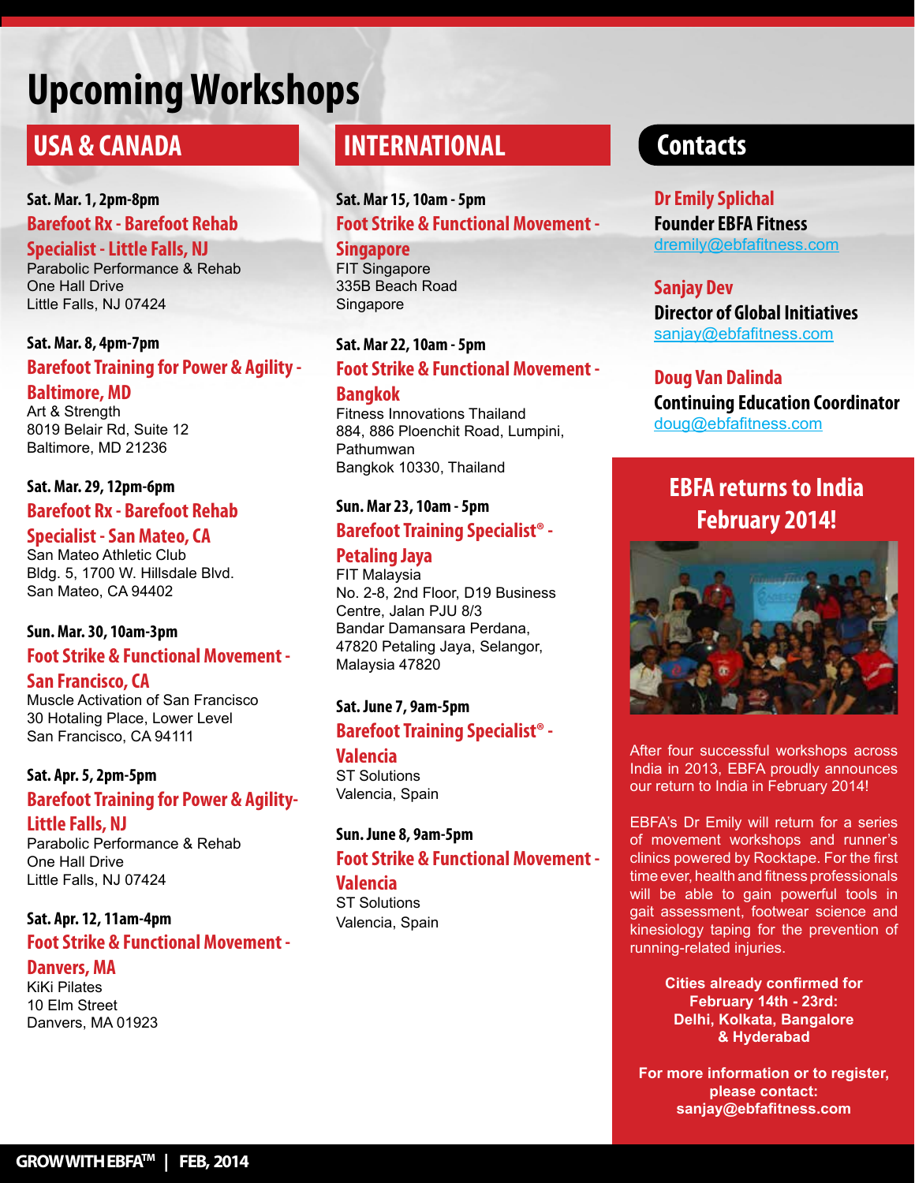# Upcoming Workshops

## USA & CANADA

**Sat. Mar. 1, 2pm-8pm**

**Barefoot Rx - Barefoot Rehab Specialist - Little Falls, NJ**

Parabolic Performance & Rehab
One Hall Drive
Little Falls, NJ 07424

**Sat. Mar. 8, 4pm-7pm**

**Barefoot Training for Power & Agility - Baltimore, MD**

Art & Strength
8019 Belair Rd, Suite 12
Baltimore, MD 21236

**Sat. Mar. 29, 12pm-6pm**

**Barefoot Rx - Barefoot Rehab Specialist - San Mateo, CA**

San Mateo Athletic Club
Bldg. 5, 1700 W. Hillsdale Blvd.
San Mateo, CA 94402

**Sun. Mar. 30, 10am-3pm**

**Foot Strike & Functional Movement - San Francisco, CA**

Muscle Activation of San Francisco
30 Hotaling Place, Lower Level
San Francisco, CA 94111

**Sat. Apr. 5, 2pm-5pm**

**Barefoot Training for Power & Agility- Little Falls, NJ**

Parabolic Performance & Rehab
One Hall Drive
Little Falls, NJ 07424

**Sat. Apr. 12, 11am-4pm**

**Foot Strike & Functional Movement - Danvers, MA**

KiKi Pilates
10 Elm Street
Danvers, MA 01923

## INTERNATIONAL

**Sat. Mar 15, 10am - 5pm**

**Foot Strike & Functional Movement - Singapore**

FIT Singapore
335B Beach Road
Singapore

**Sat. Mar 22, 10am - 5pm**

**Foot Strike & Functional Movement - Bangkok**

Fitness Innovations Thailand
884, 886 Ploenchit Road, Lumpini, Pathumwan
Bangkok 10330, Thailand

**Sun. Mar 23, 10am - 5pm**

**Barefoot Training Specialist® - Petaling Jaya**

FIT Malaysia
No. 2-8, 2nd Floor, D19 Business Centre, Jalan PJU 8/3
Bandar Damansara Perdana,
47820 Petaling Jaya, Selangor,
Malaysia 47820

**Sat. June 7, 9am-5pm**

**Barefoot Training Specialist® - Valencia**

ST Solutions
Valencia, Spain

**Sun. June 8, 9am-5pm**

**Foot Strike & Functional Movement - Valencia**

ST Solutions
Valencia, Spain

## Contacts

**Dr Emily Splichal**
**Founder EBFA Fitness**
dremily@ebfafitness.com

**Sanjay Dev**
**Director of Global Initiatives**
sanjay@ebfafitness.com

**Doug Van Dalinda**
**Continuing Education Coordinator**
doug@ebfafitness.com

## EBFA returns to India February 2014!

After four successful workshops across India in 2013, EBFA proudly announces our return to India in February 2014!

EBFA's Dr Emily will return for a series of movement workshops and runner's clinics powered by Rocktape. For the first time ever, health and fitness professionals will be able to gain powerful tools in gait assessment, footwear science and kinesiology taping for the prevention of running-related injuries.

**Cities already confirmed for February 14th - 23rd: Delhi, Kolkata, Bangalore & Hyderabad**

**For more information or to register, please contact: sanjay@ebfafitness.com**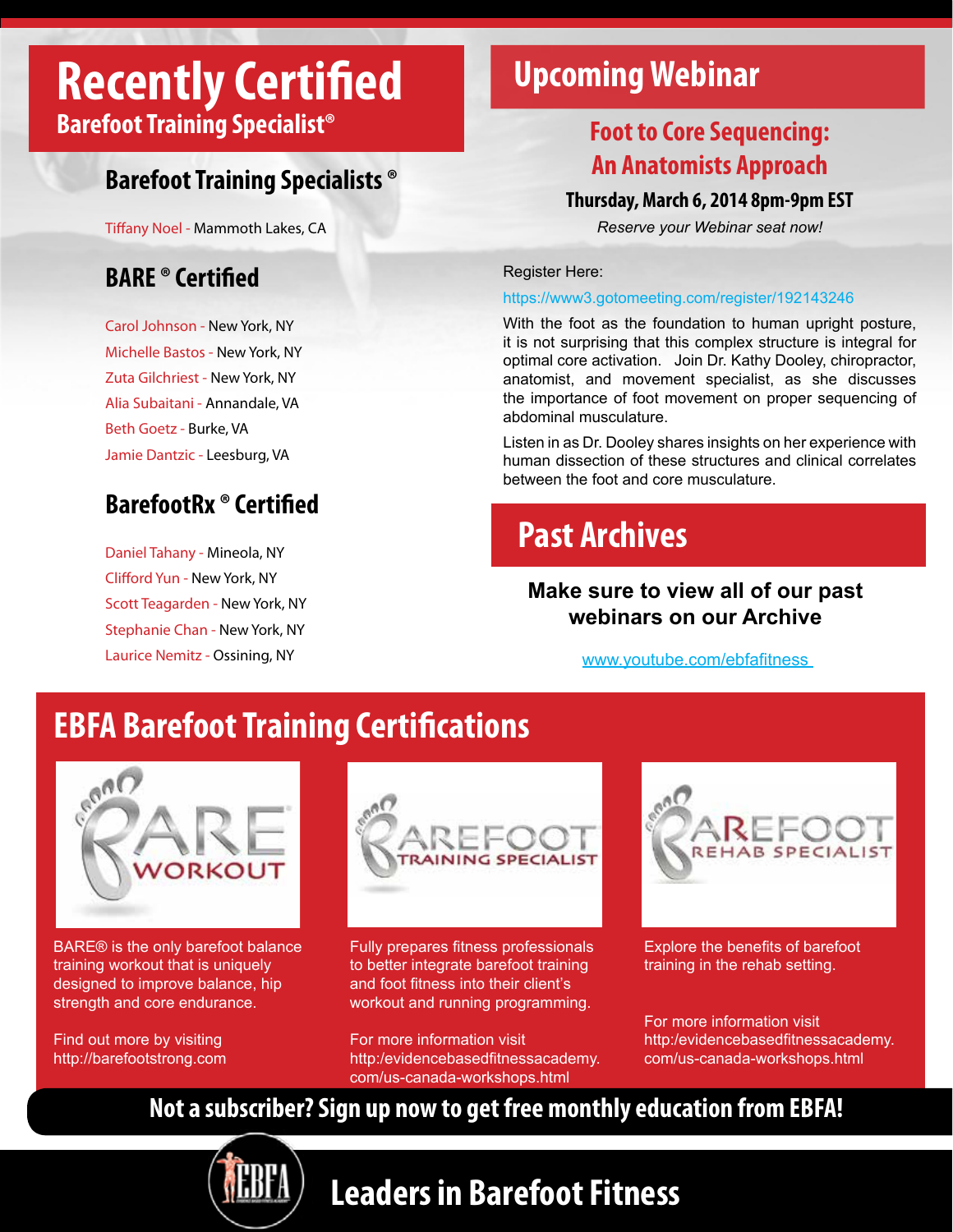# Recently Certified

## Barefoot Training Specialist®

### Barefoot Training Specialists ®

Tiffany Noel - Mammoth Lakes, CA

### BARE ® Certified

Carol Johnson - New York, NY
Michelle Bastos - New York, NY
Zuta Gilchriest - New York, NY
Alia Subaitani - Annandale, VA
Beth Goetz - Burke, VA
Jamie Dantzic - Leesburg, VA

### BarefootRx ® Certified

Daniel Tahany - Mineola, NY
Clifford Yun - New York, NY
Scott Teagarden - New York, NY
Stephanie Chan - New York, NY
Laurice Nemitz - Ossining, NY

# Upcoming Webinar

## Foot to Core Sequencing: An Anatomists Approach

**Thursday, March 6, 2014 8pm-9pm EST**

*Reserve your Webinar seat now!*

Register Here:

https://www3.gotomeeting.com/register/192143246

With the foot as the foundation to human upright posture, it is not surprising that this complex structure is integral for optimal core activation. Join Dr. Kathy Dooley, chiropractor, anatomist, and movement specialist, as she discusses the importance of foot movement on proper sequencing of abdominal musculature.

Listen in as Dr. Dooley shares insights on her experience with human dissection of these structures and clinical correlates between the foot and core musculature.

# Past Archives

**Make sure to view all of our past webinars on our Archive**

www.youtube.com/ebfafitness

# EBFA Barefoot Training Certifications

BARE WORKOUT

BARE® is the only barefoot balance training workout that is uniquely designed to improve balance, hip strength and core endurance.

Find out more by visiting http://barefootstrong.com

BAREFOOT TRAINING SPECIALIST

Fully prepares fitness professionals to better integrate barefoot training and foot fitness into their client's workout and running programming.

For more information visit http:/evidencebasedfitnessacademy.com/us-canada-workshops.html

BAREFOOT REHAB SPECIALIST

Explore the benefits of barefoot training in the rehab setting.

For more information visit http:/evidencebasedfitnessacademy.com/us-canada-workshops.html

**Not a subscriber? Sign up now to get free monthly education from EBFA!**

**Leaders in Barefoot Fitness**